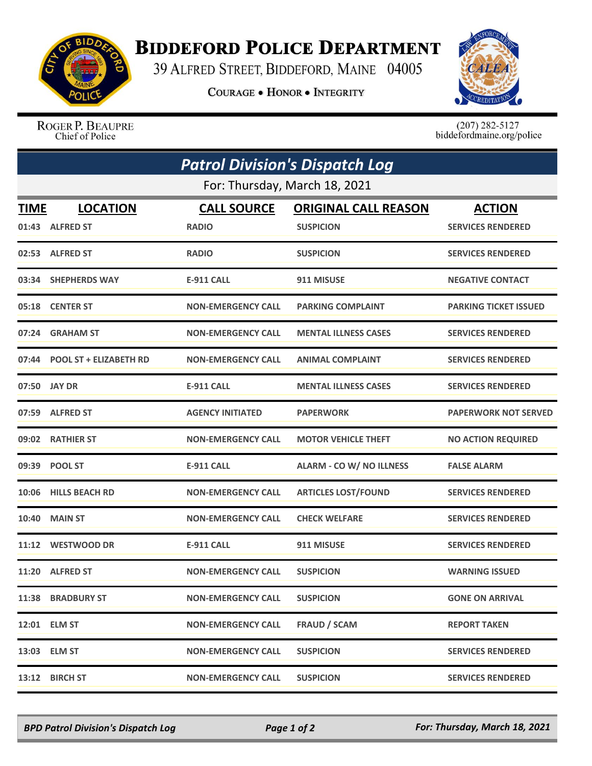# Biddeford Police Department

39 Alfred Street, Biddeford, Maine 04005

Courage • Honor • Integrity

Roger P. Beaupre
Chief of Police

(207) 282-5127
biddefordmaine.org/police

## Patrol Division's Dispatch Log

For: Thursday, March 18, 2021

| TIME | LOCATION | CALL SOURCE | ORIGINAL CALL REASON | ACTION |
|---|---|---|---|---|
| 01:43 | ALFRED ST | RADIO | SUSPICION | SERVICES RENDERED |
| 02:53 | ALFRED ST | RADIO | SUSPICION | SERVICES RENDERED |
| 03:34 | SHEPHERDS WAY | E-911 CALL | 911 MISUSE | NEGATIVE CONTACT |
| 05:18 | CENTER ST | NON-EMERGENCY CALL | PARKING COMPLAINT | PARKING TICKET ISSUED |
| 07:24 | GRAHAM ST | NON-EMERGENCY CALL | MENTAL ILLNESS CASES | SERVICES RENDERED |
| 07:44 | POOL ST + ELIZABETH RD | NON-EMERGENCY CALL | ANIMAL COMPLAINT | SERVICES RENDERED |
| 07:50 | JAY DR | E-911 CALL | MENTAL ILLNESS CASES | SERVICES RENDERED |
| 07:59 | ALFRED ST | AGENCY INITIATED | PAPERWORK | PAPERWORK NOT SERVED |
| 09:02 | RATHIER ST | NON-EMERGENCY CALL | MOTOR VEHICLE THEFT | NO ACTION REQUIRED |
| 09:39 | POOL ST | E-911 CALL | ALARM - CO W/ NO ILLNESS | FALSE ALARM |
| 10:06 | HILLS BEACH RD | NON-EMERGENCY CALL | ARTICLES LOST/FOUND | SERVICES RENDERED |
| 10:40 | MAIN ST | NON-EMERGENCY CALL | CHECK WELFARE | SERVICES RENDERED |
| 11:12 | WESTWOOD DR | E-911 CALL | 911 MISUSE | SERVICES RENDERED |
| 11:20 | ALFRED ST | NON-EMERGENCY CALL | SUSPICION | WARNING ISSUED |
| 11:38 | BRADBURY ST | NON-EMERGENCY CALL | SUSPICION | GONE ON ARRIVAL |
| 12:01 | ELM ST | NON-EMERGENCY CALL | FRAUD / SCAM | REPORT TAKEN |
| 13:03 | ELM ST | NON-EMERGENCY CALL | SUSPICION | SERVICES RENDERED |
| 13:12 | BIRCH ST | NON-EMERGENCY CALL | SUSPICION | SERVICES RENDERED |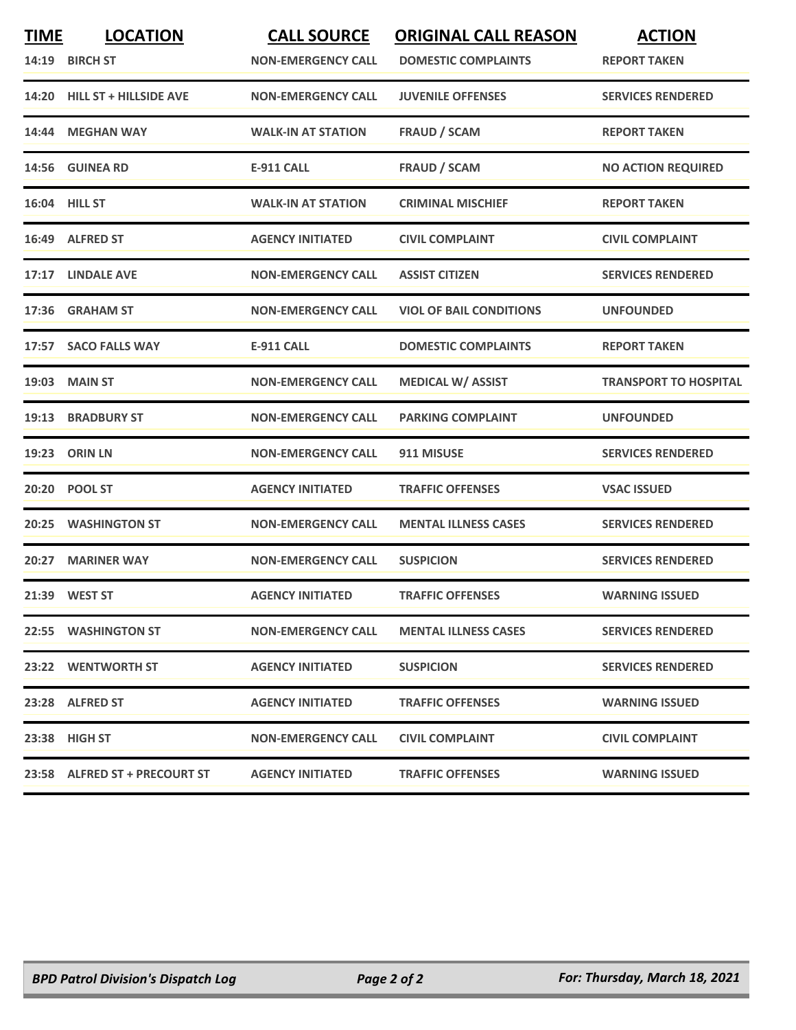| TIME | LOCATION | CALL SOURCE | ORIGINAL CALL REASON | ACTION |
|---|---|---|---|---|
| 14:19 | BIRCH ST | NON-EMERGENCY CALL | DOMESTIC COMPLAINTS | REPORT TAKEN |
| 14:20 | HILL ST + HILLSIDE AVE | NON-EMERGENCY CALL | JUVENILE OFFENSES | SERVICES RENDERED |
| 14:44 | MEGHAN WAY | WALK-IN AT STATION | FRAUD / SCAM | REPORT TAKEN |
| 14:56 | GUINEA RD | E-911 CALL | FRAUD / SCAM | NO ACTION REQUIRED |
| 16:04 | HILL ST | WALK-IN AT STATION | CRIMINAL MISCHIEF | REPORT TAKEN |
| 16:49 | ALFRED ST | AGENCY INITIATED | CIVIL COMPLAINT | CIVIL COMPLAINT |
| 17:17 | LINDALE AVE | NON-EMERGENCY CALL | ASSIST CITIZEN | SERVICES RENDERED |
| 17:36 | GRAHAM ST | NON-EMERGENCY CALL | VIOL OF BAIL CONDITIONS | UNFOUNDED |
| 17:57 | SACO FALLS WAY | E-911 CALL | DOMESTIC COMPLAINTS | REPORT TAKEN |
| 19:03 | MAIN ST | NON-EMERGENCY CALL | MEDICAL W/ ASSIST | TRANSPORT TO HOSPITAL |
| 19:13 | BRADBURY ST | NON-EMERGENCY CALL | PARKING COMPLAINT | UNFOUNDED |
| 19:23 | ORIN LN | NON-EMERGENCY CALL | 911 MISUSE | SERVICES RENDERED |
| 20:20 | POOL ST | AGENCY INITIATED | TRAFFIC OFFENSES | VSAC ISSUED |
| 20:25 | WASHINGTON ST | NON-EMERGENCY CALL | MENTAL ILLNESS CASES | SERVICES RENDERED |
| 20:27 | MARINER WAY | NON-EMERGENCY CALL | SUSPICION | SERVICES RENDERED |
| 21:39 | WEST ST | AGENCY INITIATED | TRAFFIC OFFENSES | WARNING ISSUED |
| 22:55 | WASHINGTON ST | NON-EMERGENCY CALL | MENTAL ILLNESS CASES | SERVICES RENDERED |
| 23:22 | WENTWORTH ST | AGENCY INITIATED | SUSPICION | SERVICES RENDERED |
| 23:28 | ALFRED ST | AGENCY INITIATED | TRAFFIC OFFENSES | WARNING ISSUED |
| 23:38 | HIGH ST | NON-EMERGENCY CALL | CIVIL COMPLAINT | CIVIL COMPLAINT |
| 23:58 | ALFRED ST + PRECOURT ST | AGENCY INITIATED | TRAFFIC OFFENSES | WARNING ISSUED |

*BPD Patrol Division's Dispatch Log* — *For: Thursday, March 18, 2021*